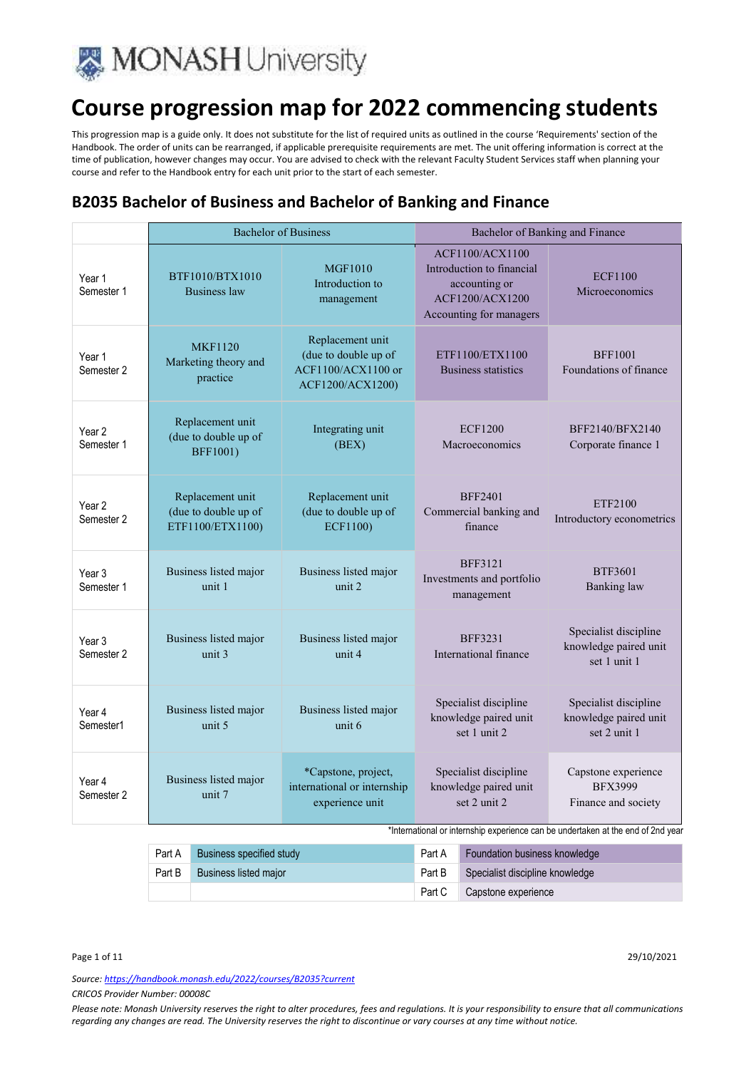# Course progression map for 2022 commencing students

This progression map is a guide only. It does not substitute for the list of required units as outlined in the course 'Requirements' section of the Handbook. The order of units can be rearranged, if applicable prerequisite requirements are met. The unit offering information is correct at the time of publication, however changes may occur. You are advised to check with the relevant Faculty Student Services staff when planning your course and refer to the Handbook entry for each unit prior to the start of each semester.

## B2035 Bachelor of Business and Bachelor of Banking and Finance

| | Bachelor of Business | | Bachelor of Banking and Finance | |
|---|---|---|---|---|
| Year 1 Semester 1 | BTF1010/BTX1010 Business law | MGF1010 Introduction to management | ACF1100/ACX1100 Introduction to financial accounting or ACF1200/ACX1200 Accounting for managers | ECF1100 Microeconomics |
| Year 1 Semester 2 | MKF1120 Marketing theory and practice | Replacement unit (due to double up of ACF1100/ACX1100 or ACF1200/ACX1200) | ETF1100/ETX1100 Business statistics | BFF1001 Foundations of finance |
| Year 2 Semester 1 | Replacement unit (due to double up of BFF1001) | Integrating unit (BEX) | ECF1200 Macroeconomics | BFF2140/BFX2140 Corporate finance 1 |
| Year 2 Semester 2 | Replacement unit (due to double up of ETF1100/ETX1100) | Replacement unit (due to double up of ECF1100) | BFF2401 Commercial banking and finance | ETF2100 Introductory econometrics |
| Year 3 Semester 1 | Business listed major unit 1 | Business listed major unit 2 | BFF3121 Investments and portfolio management | BTF3601 Banking law |
| Year 3 Semester 2 | Business listed major unit 3 | Business listed major unit 4 | BFF3231 International finance | Specialist discipline knowledge paired unit set 1 unit 1 |
| Year 4 Semester1 | Business listed major unit 5 | Business listed major unit 6 | Specialist discipline knowledge paired unit set 1 unit 2 | Specialist discipline knowledge paired unit set 2 unit 1 |
| Year 4 Semester 2 | Business listed major unit 7 | *Capstone, project, international or internship experience unit | Specialist discipline knowledge paired unit set 2 unit 2 | Capstone experience BFX3999 Finance and society |

*International or internship experience can be undertaken at the end of 2nd year

| | | | |
|---|---|---|---|
| Part A | Business specified study | Part A | Foundation business knowledge |
| Part B | Business listed major | Part B | Specialist discipline knowledge |
| | | Part C | Capstone experience |

29/10/2021

*Source: https://handbook.monash.edu/2022/courses/B2035?current*

*CRICOS Provider Number: 00008C*

*Please note: Monash University reserves the right to alter procedures, fees and regulations. It is your responsibility to ensure that all communications regarding any changes are read. The University reserves the right to discontinue or vary courses at any time without notice.*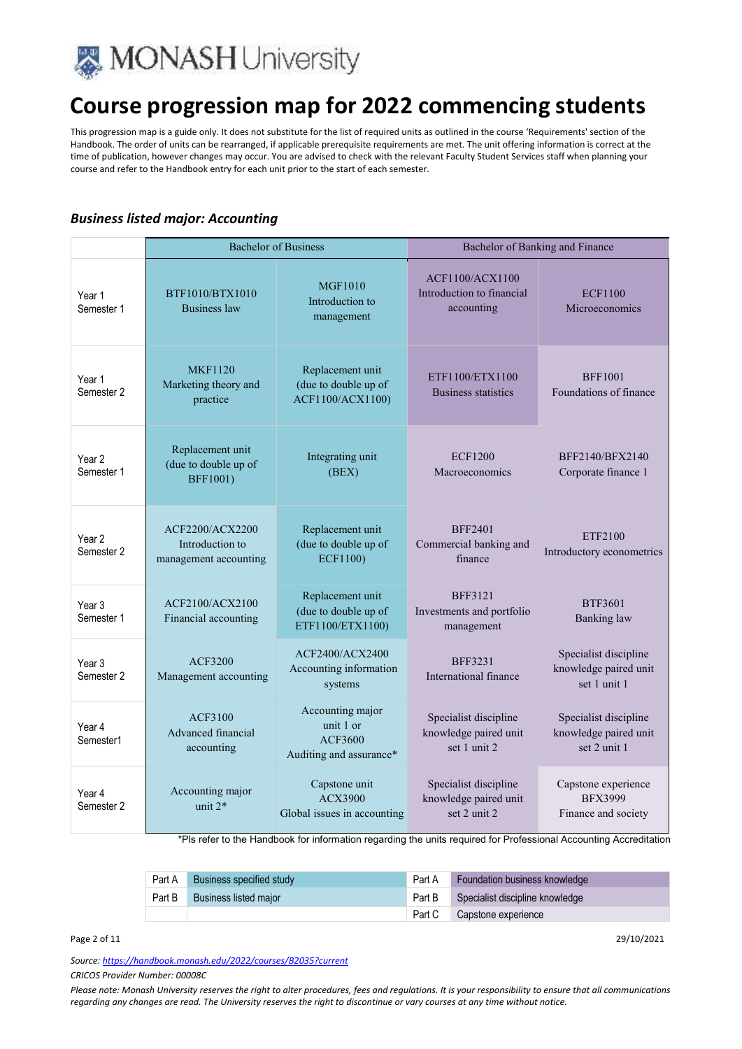![Monash University logo]

# Course progression map for 2022 commencing students

This progression map is a guide only. It does not substitute for the list of required units as outlined in the course 'Requirements' section of the Handbook. The order of units can be rearranged, if applicable prerequisite requirements are met. The unit offering information is correct at the time of publication, however changes may occur. You are advised to check with the relevant Faculty Student Services staff when planning your course and refer to the Handbook entry for each unit prior to the start of each semester.

### *Business listed major: Accounting*

| | Bachelor of Business | | Bachelor of Banking and Finance | |
|---|---|---|---|---|
| Year 1 Semester 1 | BTF1010/BTX1010 Business law | MGF1010 Introduction to management | ACF1100/ACX1100 Introduction to financial accounting | ECF1100 Microeconomics |
| Year 1 Semester 2 | MKF1120 Marketing theory and practice | Replacement unit (due to double up of ACF1100/ACX1100) | ETF1100/ETX1100 Business statistics | BFF1001 Foundations of finance |
| Year 2 Semester 1 | Replacement unit (due to double up of BFF1001) | Integrating unit (BEX) | ECF1200 Macroeconomics | BFF2140/BFX2140 Corporate finance 1 |
| Year 2 Semester 2 | ACF2200/ACX2200 Introduction to management accounting | Replacement unit (due to double up of ECF1100) | BFF2401 Commercial banking and finance | ETF2100 Introductory econometrics |
| Year 3 Semester 1 | ACF2100/ACX2100 Financial accounting | Replacement unit (due to double up of ETF1100/ETX1100) | BFF3121 Investments and portfolio management | BTF3601 Banking law |
| Year 3 Semester 2 | ACF3200 Management accounting | ACF2400/ACX2400 Accounting information systems | BFF3231 International finance | Specialist discipline knowledge paired unit set 1 unit 1 |
| Year 4 Semester1 | ACF3100 Advanced financial accounting | Accounting major unit 1 or ACF3600 Auditing and assurance* | Specialist discipline knowledge paired unit set 1 unit 2 | Specialist discipline knowledge paired unit set 2 unit 1 |
| Year 4 Semester 2 | Accounting major unit 2* | Capstone unit ACX3900 Global issues in accounting | Specialist discipline knowledge paired unit set 2 unit 2 | Capstone experience BFX3999 Finance and society |

*Pls refer to the Handbook for information regarding the units required for Professional Accounting Accreditation

| | | | |
|---|---|---|---|
| Part A | Business specified study | Part A | Foundation business knowledge |
| Part B | Business listed major | Part B | Specialist discipline knowledge |
| | | Part C | Capstone experience |

*Source: https://handbook.monash.edu/2022/courses/B2035?current*

*CRICOS Provider Number: 00008C*

*Please note: Monash University reserves the right to alter procedures, fees and regulations. It is your responsibility to ensure that all communications regarding any changes are read. The University reserves the right to discontinue or vary courses at any time without notice.*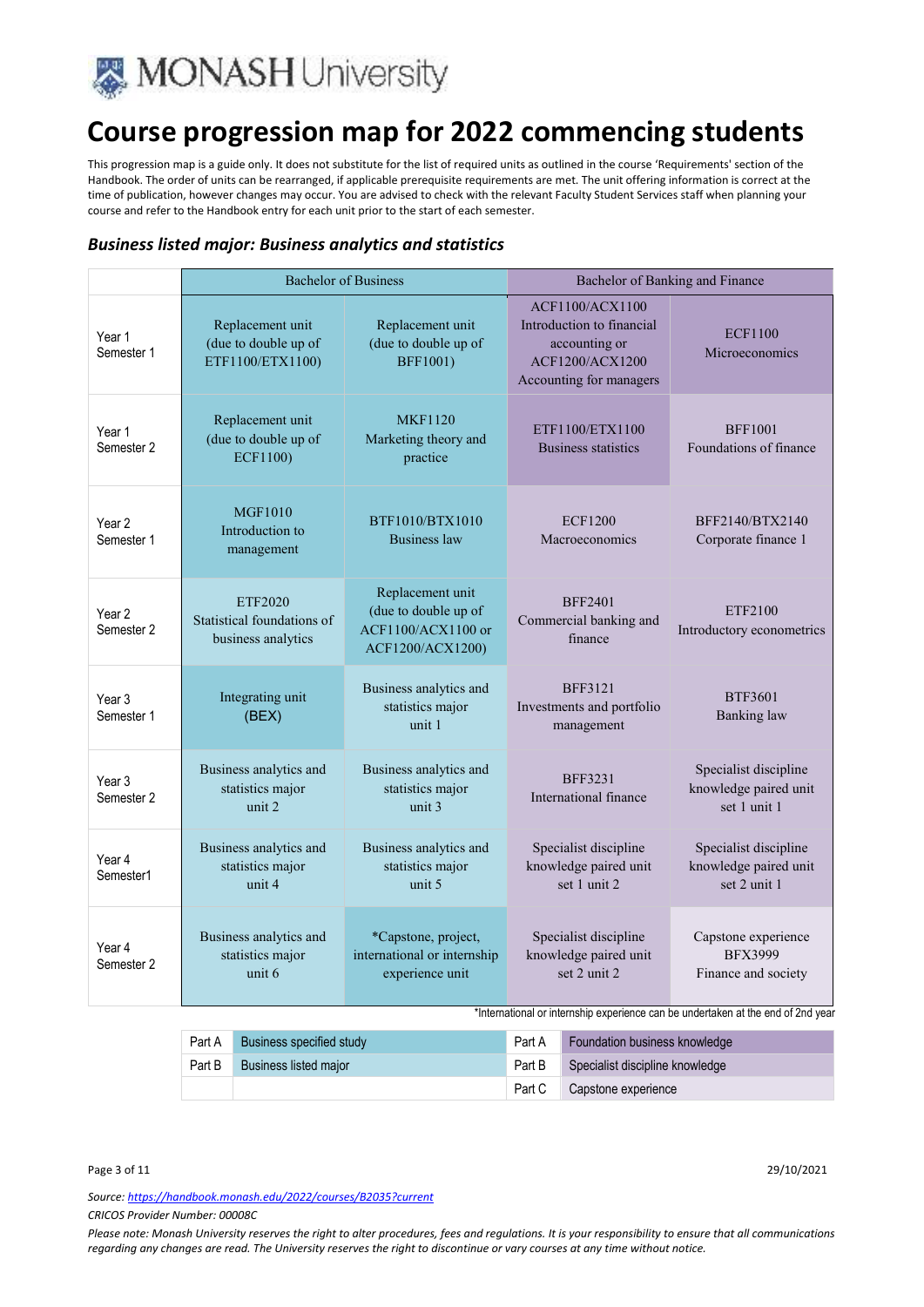# Course progression map for 2022 commencing students

This progression map is a guide only. It does not substitute for the list of required units as outlined in the course 'Requirements' section of the Handbook. The order of units can be rearranged, if applicable prerequisite requirements are met. The unit offering information is correct at the time of publication, however changes may occur. You are advised to check with the relevant Faculty Student Services staff when planning your course and refer to the Handbook entry for each unit prior to the start of each semester.

### *Business listed major: Business analytics and statistics*

| | Bachelor of Business | | Bachelor of Banking and Finance | |
|---|---|---|---|---|
| Year 1 Semester 1 | Replacement unit (due to double up of ETF1100/ETX1100) | Replacement unit (due to double up of BFF1001) | ACF1100/ACX1100 Introduction to financial accounting or ACF1200/ACX1200 Accounting for managers | ECF1100 Microeconomics |
| Year 1 Semester 2 | Replacement unit (due to double up of ECF1100) | MKF1120 Marketing theory and practice | ETF1100/ETX1100 Business statistics | BFF1001 Foundations of finance |
| Year 2 Semester 1 | MGF1010 Introduction to management | BTF1010/BTX1010 Business law | ECF1200 Macroeconomics | BFF2140/BTX2140 Corporate finance 1 |
| Year 2 Semester 2 | ETF2020 Statistical foundations of business analytics | Replacement unit (due to double up of ACF1100/ACX1100 or ACF1200/ACX1200) | BFF2401 Commercial banking and finance | ETF2100 Introductory econometrics |
| Year 3 Semester 1 | Integrating unit (BEX) | Business analytics and statistics major unit 1 | BFF3121 Investments and portfolio management | BTF3601 Banking law |
| Year 3 Semester 2 | Business analytics and statistics major unit 2 | Business analytics and statistics major unit 3 | BFF3231 International finance | Specialist discipline knowledge paired unit set 1 unit 1 |
| Year 4 Semester1 | Business analytics and statistics major unit 4 | Business analytics and statistics major unit 5 | Specialist discipline knowledge paired unit set 1 unit 2 | Specialist discipline knowledge paired unit set 2 unit 1 |
| Year 4 Semester 2 | Business analytics and statistics major unit 6 | *Capstone, project, international or internship experience unit | Specialist discipline knowledge paired unit set 2 unit 2 | Capstone experience BFX3999 Finance and society |

*International or internship experience can be undertaken at the end of 2nd year

| | | | |
|---|---|---|---|
| Part A | Business specified study | Part A | Foundation business knowledge |
| Part B | Business listed major | Part B | Specialist discipline knowledge |
| | | Part C | Capstone experience |

Source: https://handbook.monash.edu/2022/courses/B2035?current

*CRICOS Provider Number: 00008C*

*Please note: Monash University reserves the right to alter procedures, fees and regulations. It is your responsibility to ensure that all communications regarding any changes are read. The University reserves the right to discontinue or vary courses at any time without notice.*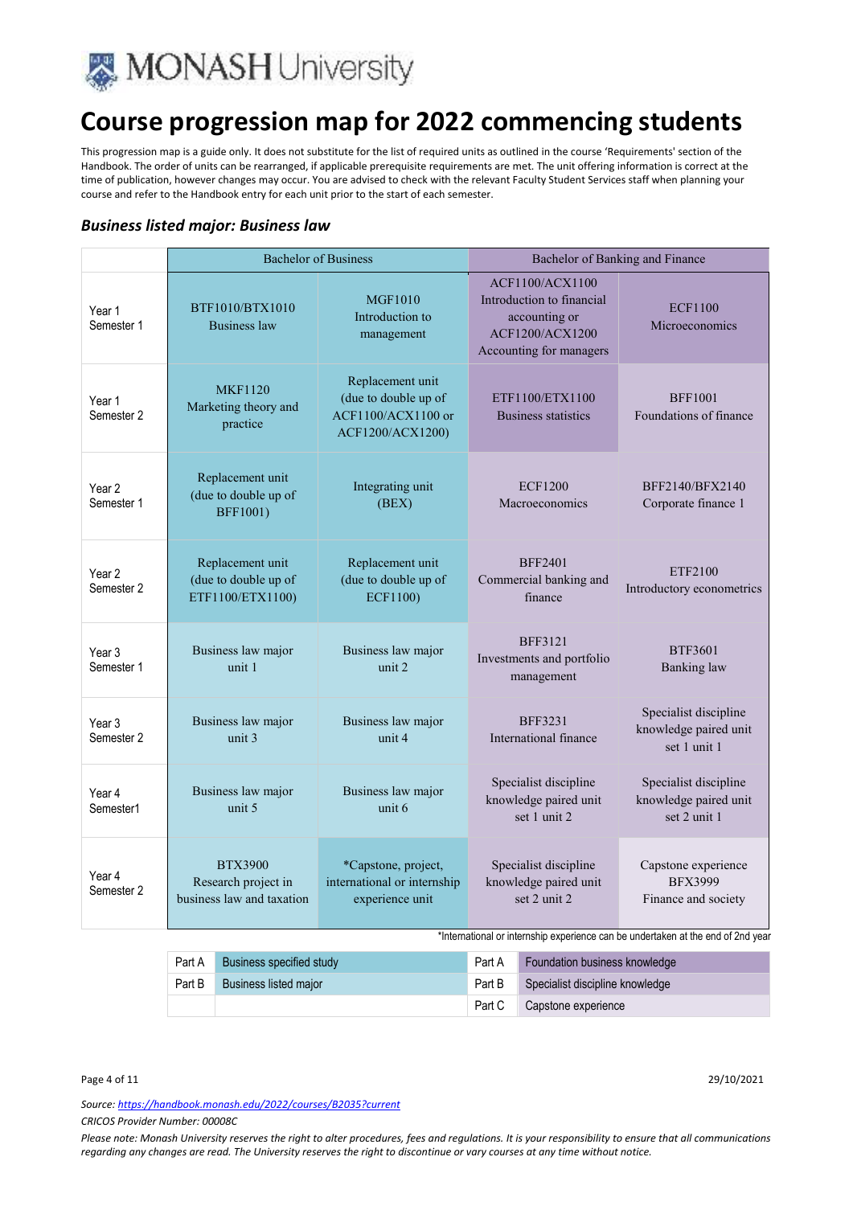# Course progression map for 2022 commencing students

This progression map is a guide only. It does not substitute for the list of required units as outlined in the course 'Requirements' section of the Handbook. The order of units can be rearranged, if applicable prerequisite requirements are met. The unit offering information is correct at the time of publication, however changes may occur. You are advised to check with the relevant Faculty Student Services staff when planning your course and refer to the Handbook entry for each unit prior to the start of each semester.

### *Business listed major: Business law*

| | Bachelor of Business | | Bachelor of Banking and Finance | |
|---|---|---|---|---|
| Year 1 Semester 1 | BTF1010/BTX1010 Business law | MGF1010 Introduction to management | ACF1100/ACX1100 Introduction to financial accounting or ACF1200/ACX1200 Accounting for managers | ECF1100 Microeconomics |
| Year 1 Semester 2 | MKF1120 Marketing theory and practice | Replacement unit (due to double up of ACF1100/ACX1100 or ACF1200/ACX1200) | ETF1100/ETX1100 Business statistics | BFF1001 Foundations of finance |
| Year 2 Semester 1 | Replacement unit (due to double up of BFF1001) | Integrating unit (BEX) | ECF1200 Macroeconomics | BFF2140/BFX2140 Corporate finance 1 |
| Year 2 Semester 2 | Replacement unit (due to double up of ETF1100/ETX1100) | Replacement unit (due to double up of ECF1100) | BFF2401 Commercial banking and finance | ETF2100 Introductory econometrics |
| Year 3 Semester 1 | Business law major unit 1 | Business law major unit 2 | BFF3121 Investments and portfolio management | BTF3601 Banking law |
| Year 3 Semester 2 | Business law major unit 3 | Business law major unit 4 | BFF3231 International finance | Specialist discipline knowledge paired unit set 1 unit 1 |
| Year 4 Semester1 | Business law major unit 5 | Business law major unit 6 | Specialist discipline knowledge paired unit set 1 unit 2 | Specialist discipline knowledge paired unit set 2 unit 1 |
| Year 4 Semester 2 | BTX3900 Research project in business law and taxation | *Capstone, project, international or internship experience unit | Specialist discipline knowledge paired unit set 2 unit 2 | Capstone experience BFX3999 Finance and society |

*International or internship experience can be undertaken at the end of 2nd year

| | | | |
|---|---|---|---|
| Part A | Business specified study | Part A | Foundation business knowledge |
| Part B | Business listed major | Part B | Specialist discipline knowledge |
| | | Part C | Capstone experience |

*Source: https://handbook.monash.edu/2022/courses/B2035?current*

*CRICOS Provider Number: 00008C*

*Please note: Monash University reserves the right to alter procedures, fees and regulations. It is your responsibility to ensure that all communications regarding any changes are read. The University reserves the right to discontinue or vary courses at any time without notice.*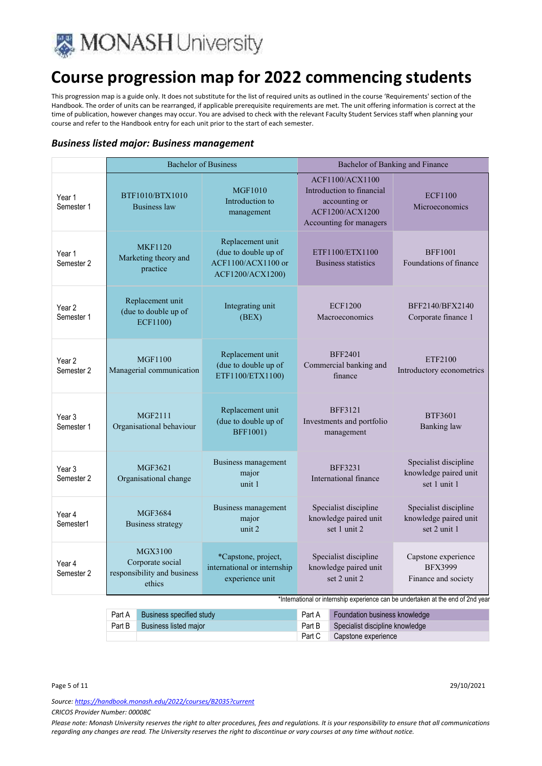# Course progression map for 2022 commencing students

This progression map is a guide only. It does not substitute for the list of required units as outlined in the course 'Requirements' section of the Handbook. The order of units can be rearranged, if applicable prerequisite requirements are met. The unit offering information is correct at the time of publication, however changes may occur. You are advised to check with the relevant Faculty Student Services staff when planning your course and refer to the Handbook entry for each unit prior to the start of each semester.

### *Business listed major: Business management*

| | Bachelor of Business | | Bachelor of Banking and Finance | |
|---|---|---|---|---|
| Year 1 Semester 1 | BTF1010/BTX1010 Business law | MGF1010 Introduction to management | ACF1100/ACX1100 Introduction to financial accounting or ACF1200/ACX1200 Accounting for managers | ECF1100 Microeconomics |
| Year 1 Semester 2 | MKF1120 Marketing theory and practice | Replacement unit (due to double up of ACF1100/ACX1100 or ACF1200/ACX1200) | ETF1100/ETX1100 Business statistics | BFF1001 Foundations of finance |
| Year 2 Semester 1 | Replacement unit (due to double up of ECF1100) | Integrating unit (BEX) | ECF1200 Macroeconomics | BFF2140/BFX2140 Corporate finance 1 |
| Year 2 Semester 2 | MGF1100 Managerial communication | Replacement unit (due to double up of ETF1100/ETX1100) | BFF2401 Commercial banking and finance | ETF2100 Introductory econometrics |
| Year 3 Semester 1 | MGF2111 Organisational behaviour | Replacement unit (due to double up of BFF1001) | BFF3121 Investments and portfolio management | BTF3601 Banking law |
| Year 3 Semester 2 | MGF3621 Organisational change | Business management major unit 1 | BFF3231 International finance | Specialist discipline knowledge paired unit set 1 unit 1 |
| Year 4 Semester1 | MGF3684 Business strategy | Business management major unit 2 | Specialist discipline knowledge paired unit set 1 unit 2 | Specialist discipline knowledge paired unit set 2 unit 1 |
| Year 4 Semester 2 | MGX3100 Corporate social responsibility and business ethics | *Capstone, project, international or internship experience unit | Specialist discipline knowledge paired unit set 2 unit 2 | Capstone experience BFX3999 Finance and society |

*International or internship experience can be undertaken at the end of 2nd year

| | | | |
|---|---|---|---|
| Part A | Business specified study | Part A | Foundation business knowledge |
| Part B | Business listed major | Part B | Specialist discipline knowledge |
| | | Part C | Capstone experience |

29/10/2021

*Source: https://handbook.monash.edu/2022/courses/B2035?current*

*CRICOS Provider Number: 00008C*

*Please note: Monash University reserves the right to alter procedures, fees and regulations. It is your responsibility to ensure that all communications regarding any changes are read. The University reserves the right to discontinue or vary courses at any time without notice.*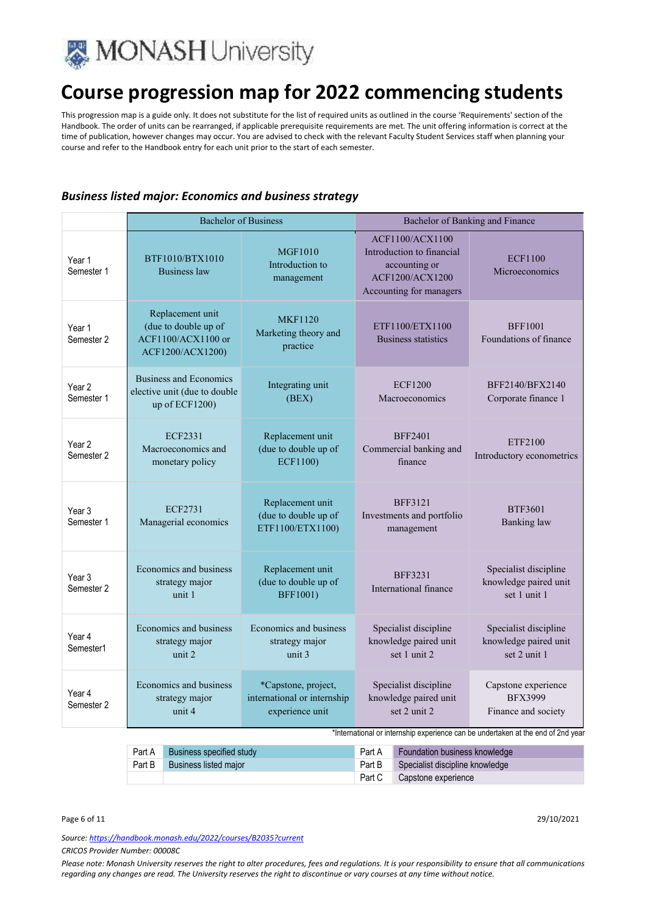# Course progression map for 2022 commencing students

This progression map is a guide only. It does not substitute for the list of required units as outlined in the course 'Requirements' section of the Handbook. The order of units can be rearranged, if applicable prerequisite requirements are met. The unit offering information is correct at the time of publication, however changes may occur. You are advised to check with the relevant Faculty Student Services staff when planning your course and refer to the Handbook entry for each unit prior to the start of each semester.

## *Business listed major: Economics and business strategy*

| | Bachelor of Business | | Bachelor of Banking and Finance | |
|---|---|---|---|---|
| Year 1 Semester 1 | BTF1010/BTX1010 Business law | MGF1010 Introduction to management | ACF1100/ACX1100 Introduction to financial accounting or ACF1200/ACX1200 Accounting for managers | ECF1100 Microeconomics |
| Year 1 Semester 2 | Replacement unit (due to double up of ACF1100/ACX1100 or ACF1200/ACX1200) | MKF1120 Marketing theory and practice | ETF1100/ETX1100 Business statistics | BFF1001 Foundations of finance |
| Year 2 Semester 1 | Business and Economics elective unit (due to double up of ECF1200) | Integrating unit (BEX) | ECF1200 Macroeconomics | BFF2140/BFX2140 Corporate finance 1 |
| Year 2 Semester 2 | ECF2331 Macroeconomics and monetary policy | Replacement unit (due to double up of ECF1100) | BFF2401 Commercial banking and finance | ETF2100 Introductory econometrics |
| Year 3 Semester 1 | ECF2731 Managerial economics | Replacement unit (due to double up of ETF1100/ETX1100) | BFF3121 Investments and portfolio management | BTF3601 Banking law |
| Year 3 Semester 2 | Economics and business strategy major unit 1 | Replacement unit (due to double up of BFF1001) | BFF3231 International finance | Specialist discipline knowledge paired unit set 1 unit 1 |
| Year 4 Semester1 | Economics and business strategy major unit 2 | Economics and business strategy major unit 3 | Specialist discipline knowledge paired unit set 1 unit 2 | Specialist discipline knowledge paired unit set 2 unit 1 |
| Year 4 Semester 2 | Economics and business strategy major unit 4 | *Capstone, project, international or internship experience unit | Specialist discipline knowledge paired unit set 2 unit 2 | Capstone experience BFX3999 Finance and society |

*International or internship experience can be undertaken at the end of 2nd year

| | | | |
|---|---|---|---|
| Part A | Business specified study | Part A | Foundation business knowledge |
| Part B | Business listed major | Part B | Specialist discipline knowledge |
| | | Part C | Capstone experience |

29/10/2021

*Source: https://handbook.monash.edu/2022/courses/B2035?current*

*CRICOS Provider Number: 00008C*

*Please note: Monash University reserves the right to alter procedures, fees and regulations. It is your responsibility to ensure that all communications regarding any changes are read. The University reserves the right to discontinue or vary courses at any time without notice.*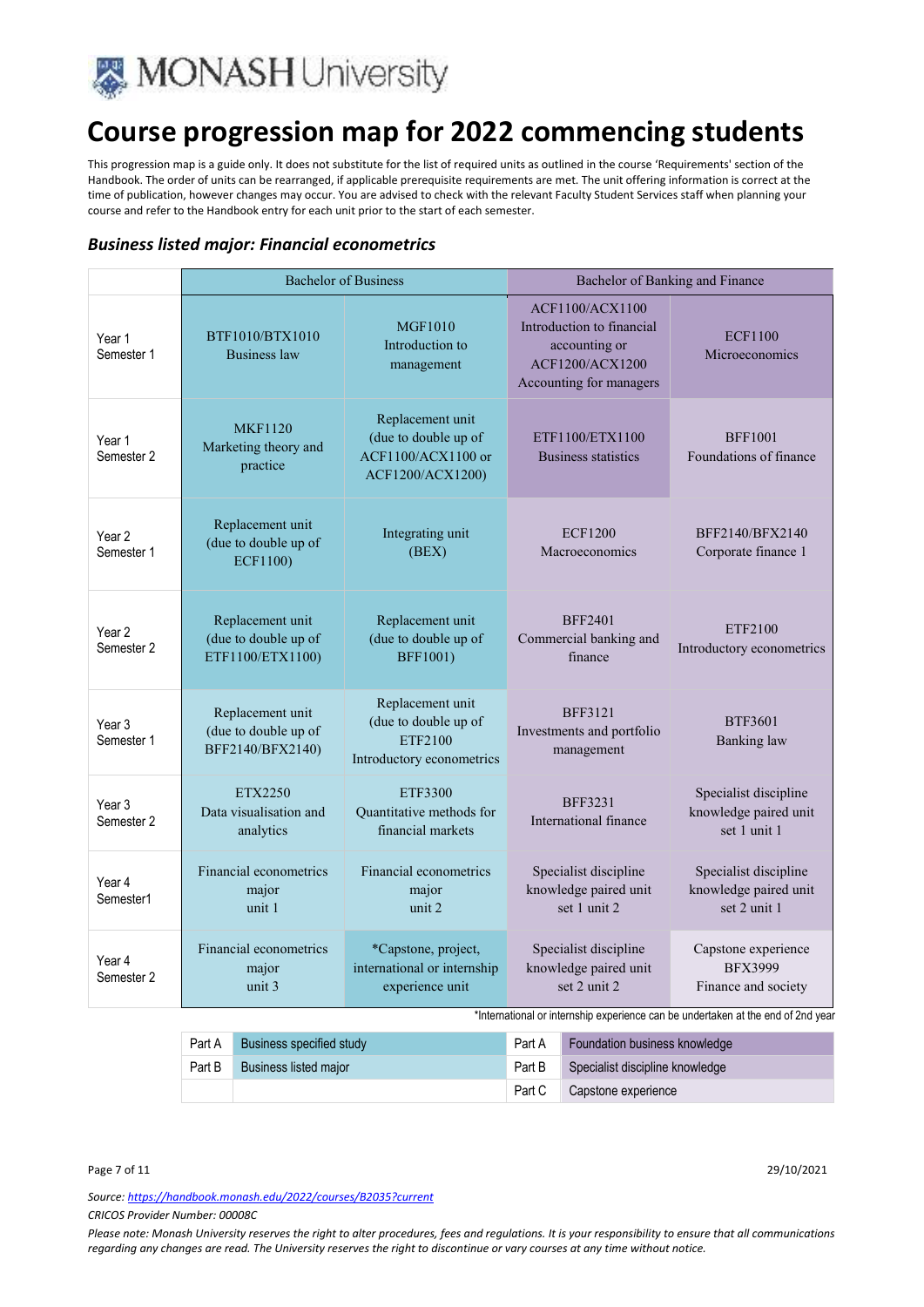# Course progression map for 2022 commencing students

This progression map is a guide only. It does not substitute for the list of required units as outlined in the course 'Requirements' section of the Handbook. The order of units can be rearranged, if applicable prerequisite requirements are met. The unit offering information is correct at the time of publication, however changes may occur. You are advised to check with the relevant Faculty Student Services staff when planning your course and refer to the Handbook entry for each unit prior to the start of each semester.

### *Business listed major: Financial econometrics*

| | Bachelor of Business | | Bachelor of Banking and Finance | |
|---|---|---|---|---|
| Year 1 Semester 1 | BTF1010/BTX1010 Business law | MGF1010 Introduction to management | ACF1100/ACX1100 Introduction to financial accounting or ACF1200/ACX1200 Accounting for managers | ECF1100 Microeconomics |
| Year 1 Semester 2 | MKF1120 Marketing theory and practice | Replacement unit (due to double up of ACF1100/ACX1100 or ACF1200/ACX1200) | ETF1100/ETX1100 Business statistics | BFF1001 Foundations of finance |
| Year 2 Semester 1 | Replacement unit (due to double up of ECF1100) | Integrating unit (BEX) | ECF1200 Macroeconomics | BFF2140/BFX2140 Corporate finance 1 |
| Year 2 Semester 2 | Replacement unit (due to double up of ETF1100/ETX1100) | Replacement unit (due to double up of BFF1001) | BFF2401 Commercial banking and finance | ETF2100 Introductory econometrics |
| Year 3 Semester 1 | Replacement unit (due to double up of BFF2140/BFX2140) | Replacement unit (due to double up of ETF2100 Introductory econometrics | BFF3121 Investments and portfolio management | BTF3601 Banking law |
| Year 3 Semester 2 | ETX2250 Data visualisation and analytics | ETF3300 Quantitative methods for financial markets | BFF3231 International finance | Specialist discipline knowledge paired unit set 1 unit 1 |
| Year 4 Semester1 | Financial econometrics major unit 1 | Financial econometrics major unit 2 | Specialist discipline knowledge paired unit set 1 unit 2 | Specialist discipline knowledge paired unit set 2 unit 1 |
| Year 4 Semester 2 | Financial econometrics major unit 3 | *Capstone, project, international or internship experience unit | Specialist discipline knowledge paired unit set 2 unit 2 | Capstone experience BFX3999 Finance and society |

*International or internship experience can be undertaken at the end of 2nd year

| | | | |
|---|---|---|---|
| Part A | Business specified study | Part A | Foundation business knowledge |
| Part B | Business listed major | Part B | Specialist discipline knowledge |
| | | Part C | Capstone experience |

29/10/2021

*Source: https://handbook.monash.edu/2022/courses/B2035?current*

*CRICOS Provider Number: 00008C*

*Please note: Monash University reserves the right to alter procedures, fees and regulations. It is your responsibility to ensure that all communications regarding any changes are read. The University reserves the right to discontinue or vary courses at any time without notice.*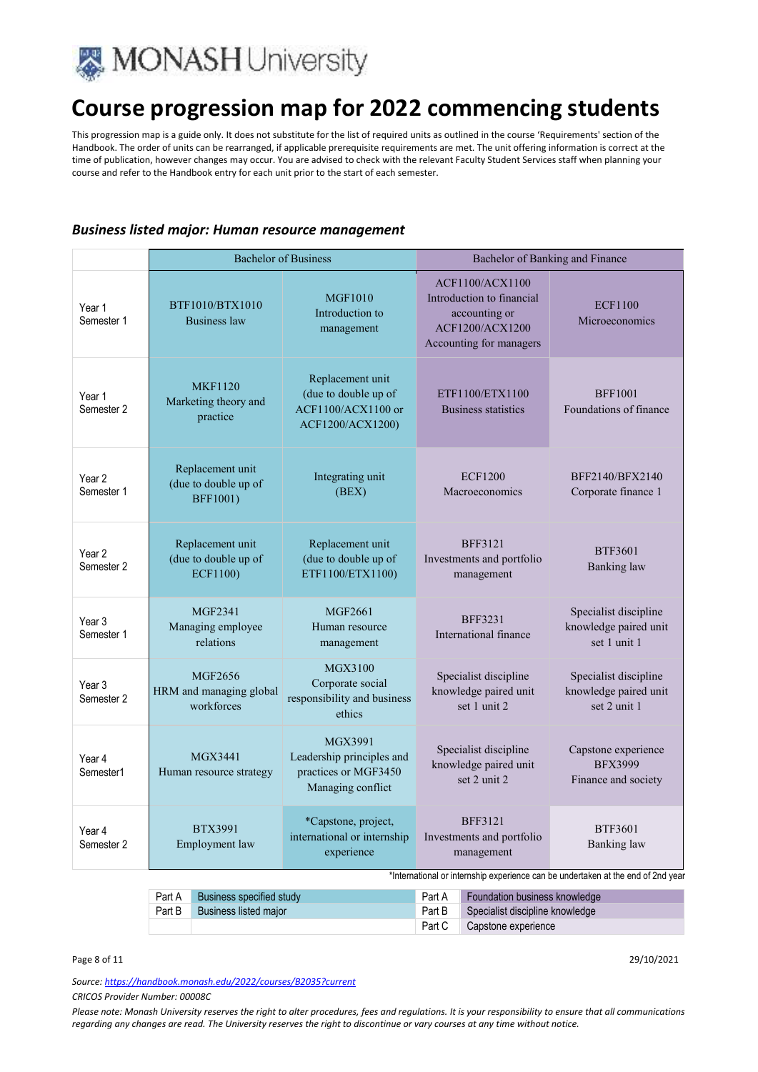# Course progression map for 2022 commencing students

This progression map is a guide only. It does not substitute for the list of required units as outlined in the course 'Requirements' section of the Handbook. The order of units can be rearranged, if applicable prerequisite requirements are met. The unit offering information is correct at the time of publication, however changes may occur. You are advised to check with the relevant Faculty Student Services staff when planning your course and refer to the Handbook entry for each unit prior to the start of each semester.

### *Business listed major: Human resource management*

| | Bachelor of Business | | Bachelor of Banking and Finance | |
|---|---|---|---|---|
| Year 1 Semester 1 | BTF1010/BTX1010 Business law | MGF1010 Introduction to management | ACF1100/ACX1100 Introduction to financial accounting or ACF1200/ACX1200 Accounting for managers | ECF1100 Microeconomics |
| Year 1 Semester 2 | MKF1120 Marketing theory and practice | Replacement unit (due to double up of ACF1100/ACX1100 or ACF1200/ACX1200) | ETF1100/ETX1100 Business statistics | BFF1001 Foundations of finance |
| Year 2 Semester 1 | Replacement unit (due to double up of BFF1001) | Integrating unit (BEX) | ECF1200 Macroeconomics | BFF2140/BFX2140 Corporate finance 1 |
| Year 2 Semester 2 | Replacement unit (due to double up of ECF1100) | Replacement unit (due to double up of ETF1100/ETX1100) | BFF3121 Investments and portfolio management | BTF3601 Banking law |
| Year 3 Semester 1 | MGF2341 Managing employee relations | MGF2661 Human resource management | BFF3231 International finance | Specialist discipline knowledge paired unit set 1 unit 1 |
| Year 3 Semester 2 | MGF2656 HRM and managing global workforces | MGX3100 Corporate social responsibility and business ethics | Specialist discipline knowledge paired unit set 1 unit 2 | Specialist discipline knowledge paired unit set 2 unit 1 |
| Year 4 Semester1 | MGX3441 Human resource strategy | MGX3991 Leadership principles and practices or MGF3450 Managing conflict | Specialist discipline knowledge paired unit set 2 unit 2 | Capstone experience BFX3999 Finance and society |
| Year 4 Semester 2 | BTX3991 Employment law | *Capstone, project, international or internship experience | BFF3121 Investments and portfolio management | BTF3601 Banking law |

*International or internship experience can be undertaken at the end of 2nd year

| | | | |
|---|---|---|---|
| Part A | Business specified study | Part A | Foundation business knowledge |
| Part B | Business listed major | Part B | Specialist discipline knowledge |
| | | Part C | Capstone experience |

29/10/2021

*Source: https://handbook.monash.edu/2022/courses/B2035?current*

*CRICOS Provider Number: 00008C*

*Please note: Monash University reserves the right to alter procedures, fees and regulations. It is your responsibility to ensure that all communications regarding any changes are read. The University reserves the right to discontinue or vary courses at any time without notice.*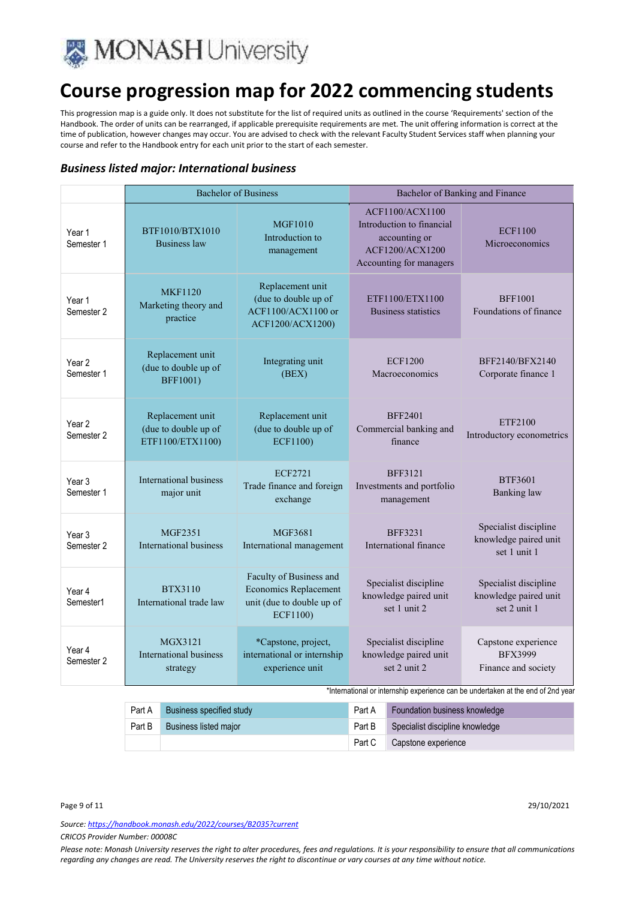# Course progression map for 2022 commencing students

This progression map is a guide only. It does not substitute for the list of required units as outlined in the course 'Requirements' section of the Handbook. The order of units can be rearranged, if applicable prerequisite requirements are met. The unit offering information is correct at the time of publication, however changes may occur. You are advised to check with the relevant Faculty Student Services staff when planning your course and refer to the Handbook entry for each unit prior to the start of each semester.

### *Business listed major: International business*

| | Bachelor of Business | | Bachelor of Banking and Finance | |
|---|---|---|---|---|
| Year 1 Semester 1 | BTF1010/BTX1010 Business law | MGF1010 Introduction to management | ACF1100/ACX1100 Introduction to financial accounting or ACF1200/ACX1200 Accounting for managers | ECF1100 Microeconomics |
| Year 1 Semester 2 | MKF1120 Marketing theory and practice | Replacement unit (due to double up of ACF1100/ACX1100 or ACF1200/ACX1200) | ETF1100/ETX1100 Business statistics | BFF1001 Foundations of finance |
| Year 2 Semester 1 | Replacement unit (due to double up of BFF1001) | Integrating unit (BEX) | ECF1200 Macroeconomics | BFF2140/BFX2140 Corporate finance 1 |
| Year 2 Semester 2 | Replacement unit (due to double up of ETF1100/ETX1100) | Replacement unit (due to double up of ECF1100) | BFF2401 Commercial banking and finance | ETF2100 Introductory econometrics |
| Year 3 Semester 1 | International business major unit | ECF2721 Trade finance and foreign exchange | BFF3121 Investments and portfolio management | BTF3601 Banking law |
| Year 3 Semester 2 | MGF2351 International business | MGF3681 International management | BFF3231 International finance | Specialist discipline knowledge paired unit set 1 unit 1 |
| Year 4 Semester1 | BTX3110 International trade law | Faculty of Business and Economics Replacement unit (due to double up of ECF1100) | Specialist discipline knowledge paired unit set 1 unit 2 | Specialist discipline knowledge paired unit set 2 unit 1 |
| Year 4 Semester 2 | MGX3121 International business strategy | *Capstone, project, international or internship experience unit | Specialist discipline knowledge paired unit set 2 unit 2 | Capstone experience BFX3999 Finance and society |

*International or internship experience can be undertaken at the end of 2nd year

| | | | |
|---|---|---|---|
| Part A | Business specified study | Part A | Foundation business knowledge |
| Part B | Business listed major | Part B | Specialist discipline knowledge |
| | | Part C | Capstone experience |

29/10/2021

*Source: https://handbook.monash.edu/2022/courses/B2035?current*

*CRICOS Provider Number: 00008C*

*Please note: Monash University reserves the right to alter procedures, fees and regulations. It is your responsibility to ensure that all communications regarding any changes are read. The University reserves the right to discontinue or vary courses at any time without notice.*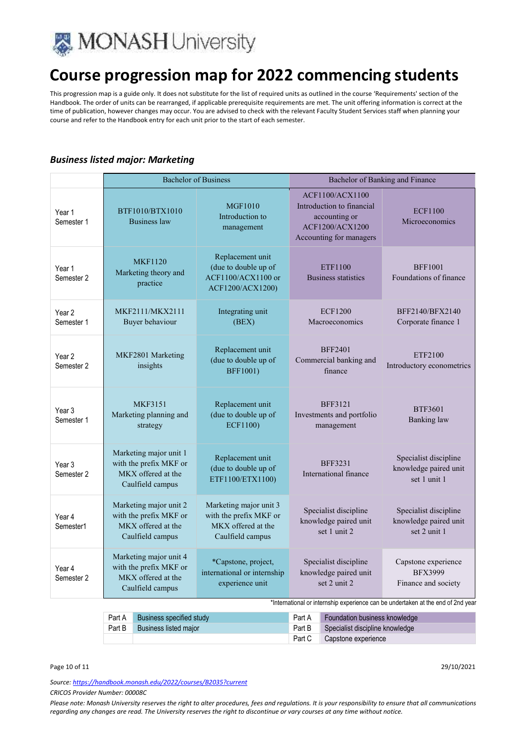# Course progression map for 2022 commencing students

This progression map is a guide only. It does not substitute for the list of required units as outlined in the course 'Requirements' section of the Handbook. The order of units can be rearranged, if applicable prerequisite requirements are met. The unit offering information is correct at the time of publication, however changes may occur. You are advised to check with the relevant Faculty Student Services staff when planning your course and refer to the Handbook entry for each unit prior to the start of each semester.

### *Business listed major: Marketing*

| | Bachelor of Business | | Bachelor of Banking and Finance | |
|---|---|---|---|---|
| Year 1 Semester 1 | BTF1010/BTX1010 Business law | MGF1010 Introduction to management | ACF1100/ACX1100 Introduction to financial accounting or ACF1200/ACX1200 Accounting for managers | ECF1100 Microeconomics |
| Year 1 Semester 2 | MKF1120 Marketing theory and practice | Replacement unit (due to double up of ACF1100/ACX1100 or ACF1200/ACX1200) | ETF1100 Business statistics | BFF1001 Foundations of finance |
| Year 2 Semester 1 | MKF2111/MKX2111 Buyer behaviour | Integrating unit (BEX) | ECF1200 Macroeconomics | BFF2140/BFX2140 Corporate finance 1 |
| Year 2 Semester 2 | MKF2801 Marketing insights | Replacement unit (due to double up of BFF1001) | BFF2401 Commercial banking and finance | ETF2100 Introductory econometrics |
| Year 3 Semester 1 | MKF3151 Marketing planning and strategy | Replacement unit (due to double up of ECF1100) | BFF3121 Investments and portfolio management | BTF3601 Banking law |
| Year 3 Semester 2 | Marketing major unit 1 with the prefix MKF or MKX offered at the Caulfield campus | Replacement unit (due to double up of ETF1100/ETX1100) | BFF3231 International finance | Specialist discipline knowledge paired unit set 1 unit 1 |
| Year 4 Semester1 | Marketing major unit 2 with the prefix MKF or MKX offered at the Caulfield campus | Marketing major unit 3 with the prefix MKF or MKX offered at the Caulfield campus | Specialist discipline knowledge paired unit set 1 unit 2 | Specialist discipline knowledge paired unit set 2 unit 1 |
| Year 4 Semester 2 | Marketing major unit 4 with the prefix MKF or MKX offered at the Caulfield campus | *Capstone, project, international or internship experience unit | Specialist discipline knowledge paired unit set 2 unit 2 | Capstone experience BFX3999 Finance and society |

*International or internship experience can be undertaken at the end of 2nd year

| | | | |
|---|---|---|---|
| Part A | Business specified study | Part A | Foundation business knowledge |
| Part B | Business listed major | Part B | Specialist discipline knowledge |
| | | Part C | Capstone experience |

29/10/2021

*Source: https://handbook.monash.edu/2022/courses/B2035?current*

*CRICOS Provider Number: 00008C*

*Please note: Monash University reserves the right to alter procedures, fees and regulations. It is your responsibility to ensure that all communications regarding any changes are read. The University reserves the right to discontinue or vary courses at any time without notice.*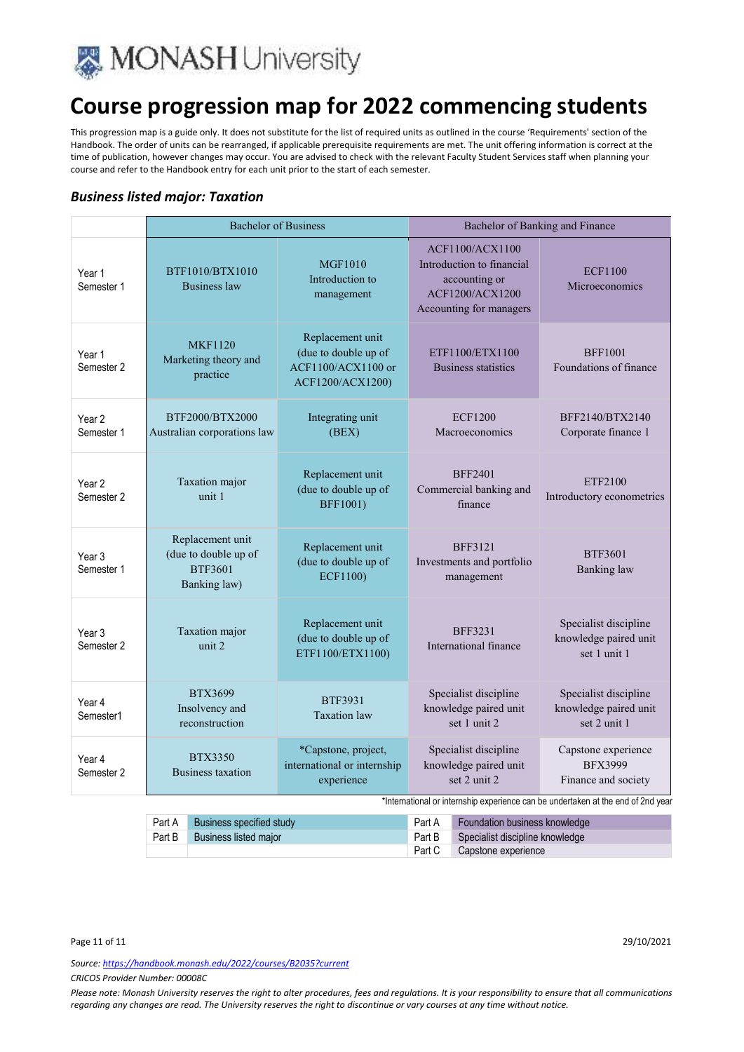# Course progression map for 2022 commencing students

This progression map is a guide only. It does not substitute for the list of required units as outlined in the course 'Requirements' section of the Handbook. The order of units can be rearranged, if applicable prerequisite requirements are met. The unit offering information is correct at the time of publication, however changes may occur. You are advised to check with the relevant Faculty Student Services staff when planning your course and refer to the Handbook entry for each unit prior to the start of each semester.

### *Business listed major: Taxation*

| | Bachelor of Business | | Bachelor of Banking and Finance | |
|---|---|---|---|---|
| Year 1 Semester 1 | BTF1010/BTX1010 Business law | MGF1010 Introduction to management | ACF1100/ACX1100 Introduction to financial accounting or ACF1200/ACX1200 Accounting for managers | ECF1100 Microeconomics |
| Year 1 Semester 2 | MKF1120 Marketing theory and practice | Replacement unit (due to double up of ACF1100/ACX1100 or ACF1200/ACX1200) | ETF1100/ETX1100 Business statistics | BFF1001 Foundations of finance |
| Year 2 Semester 1 | BTF2000/BTX2000 Australian corporations law | Integrating unit (BEX) | ECF1200 Macroeconomics | BFF2140/BTX2140 Corporate finance 1 |
| Year 2 Semester 2 | Taxation major unit 1 | Replacement unit (due to double up of BFF1001) | BFF2401 Commercial banking and finance | ETF2100 Introductory econometrics |
| Year 3 Semester 1 | Replacement unit (due to double up of BTF3601 Banking law) | Replacement unit (due to double up of ECF1100) | BFF3121 Investments and portfolio management | BTF3601 Banking law |
| Year 3 Semester 2 | Taxation major unit 2 | Replacement unit (due to double up of ETF1100/ETX1100) | BFF3231 International finance | Specialist discipline knowledge paired unit set 1 unit 1 |
| Year 4 Semester1 | BTX3699 Insolvency and reconstruction | BTF3931 Taxation law | Specialist discipline knowledge paired unit set 1 unit 2 | Specialist discipline knowledge paired unit set 2 unit 1 |
| Year 4 Semester 2 | BTX3350 Business taxation | *Capstone, project, international or internship experience | Specialist discipline knowledge paired unit set 2 unit 2 | Capstone experience BFX3999 Finance and society |

*International or internship experience can be undertaken at the end of 2nd year

| | | | |
|---|---|---|---|
| Part A | Business specified study | Part A | Foundation business knowledge |
| Part B | Business listed major | Part B | Specialist discipline knowledge |
| | | Part C | Capstone experience |

29/10/2021

*Source: https://handbook.monash.edu/2022/courses/B2035?current*

*CRICOS Provider Number: 00008C*

*Please note: Monash University reserves the right to alter procedures, fees and regulations. It is your responsibility to ensure that all communications regarding any changes are read. The University reserves the right to discontinue or vary courses at any time without notice.*